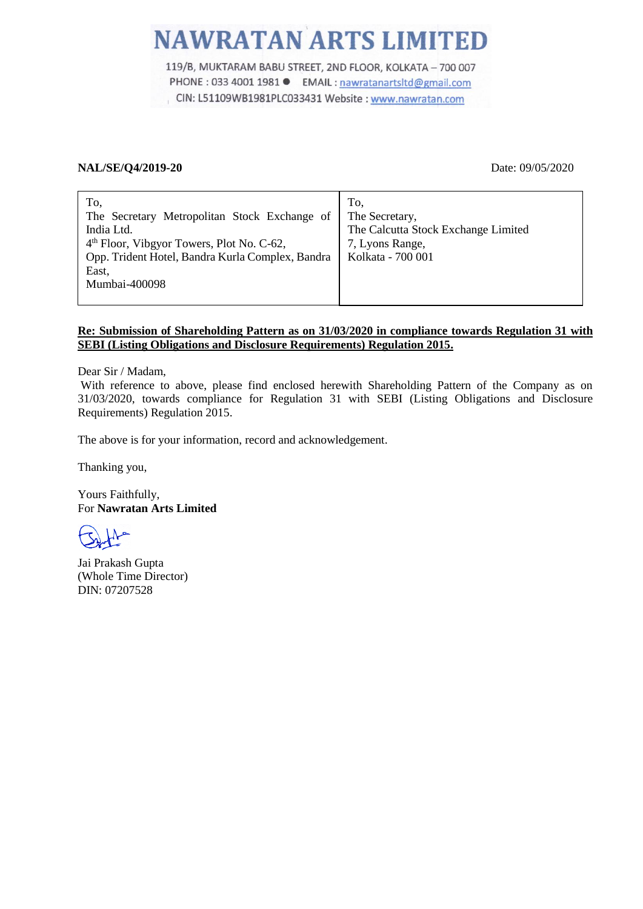# NAWRATAN ARTS LIMITED

119/B, MUKTARAM BABU STREET, 2ND FLOOR, KOLKATA – 700 007
PHONE : 033 4001 1981 ● EMAIL : nawratanartsltd@gmail.com
CIN: L51109WB1981PLC033431 Website : www.nawratan.com

**NAL/SE/Q4/2019-20** Date: 09/05/2020

| To,<br>The Secretary Metropolitan Stock Exchange of India Ltd.<br>4th Floor, Vibgyor Towers, Plot No. C-62,<br>Opp. Trident Hotel, Bandra Kurla Complex, Bandra East,<br>Mumbai-400098 | To,<br>The Secretary,<br>The Calcutta Stock Exchange Limited<br>7, Lyons Range,<br>Kolkata - 700 001 |
|---|---|

**Re: Submission of Shareholding Pattern as on 31/03/2020 in compliance towards Regulation 31 with SEBI (Listing Obligations and Disclosure Requirements) Regulation 2015.**

Dear Sir / Madam,

With reference to above, please find enclosed herewith Shareholding Pattern of the Company as on 31/03/2020, towards compliance for Regulation 31 with SEBI (Listing Obligations and Disclosure Requirements) Regulation 2015.

The above is for your information, record and acknowledgement.

Thanking you,

Yours Faithfully,
For **Nawratan Arts Limited**

Jai Prakash Gupta
(Whole Time Director)
DIN: 07207528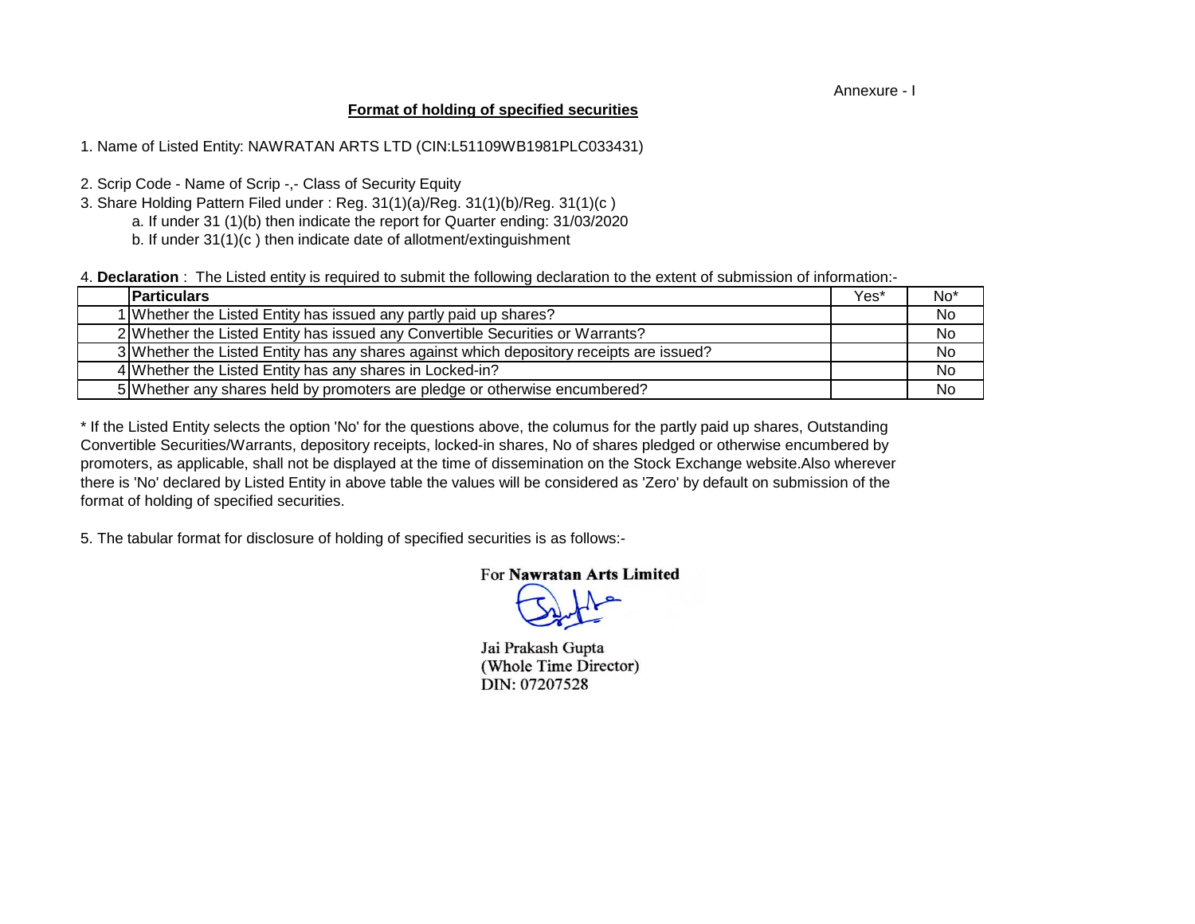Annexure - I

## Format of holding of specified securities

1. Name of Listed Entity: NAWRATAN ARTS LTD (CIN:L51109WB1981PLC033431)

2. Scrip Code - Name of Scrip -,- Class of Security Equity
3. Share Holding Pattern Filed under : Reg. 31(1)(a)/Reg. 31(1)(b)/Reg. 31(1)(c )
   a. If under 31 (1)(b) then indicate the report for Quarter ending: 31/03/2020
   b. If under 31(1)(c ) then indicate date of allotment/extinguishment

4. **Declaration** : The Listed entity is required to submit the following declaration to the extent of submission of information:-

| | Particulars | Yes* | No* |
|---|---|---|---|
| 1 | Whether the Listed Entity has issued any partly paid up shares? | | No |
| 2 | Whether the Listed Entity has issued any Convertible Securities or Warrants? | | No |
| 3 | Whether the Listed Entity has any shares against which depository receipts are issued? | | No |
| 4 | Whether the Listed Entity has any shares in Locked-in? | | No |
| 5 | Whether any shares held by promoters are pledge or otherwise encumbered? | | No |

* If the Listed Entity selects the option 'No' for the questions above, the columus for the partly paid up shares, Outstanding Convertible Securities/Warrants, depository receipts, locked-in shares, No of shares pledged or otherwise encumbered by promoters, as applicable, shall not be displayed at the time of dissemination on the Stock Exchange website.Also wherever there is 'No' declared by Listed Entity in above table the values will be considered as 'Zero' by default on submission of the format of holding of specified securities.

5. The tabular format for disclosure of holding of specified securities is as follows:-

For **Nawratan Arts Limited**

Jai Prakash Gupta
(Whole Time Director)
DIN: 07207528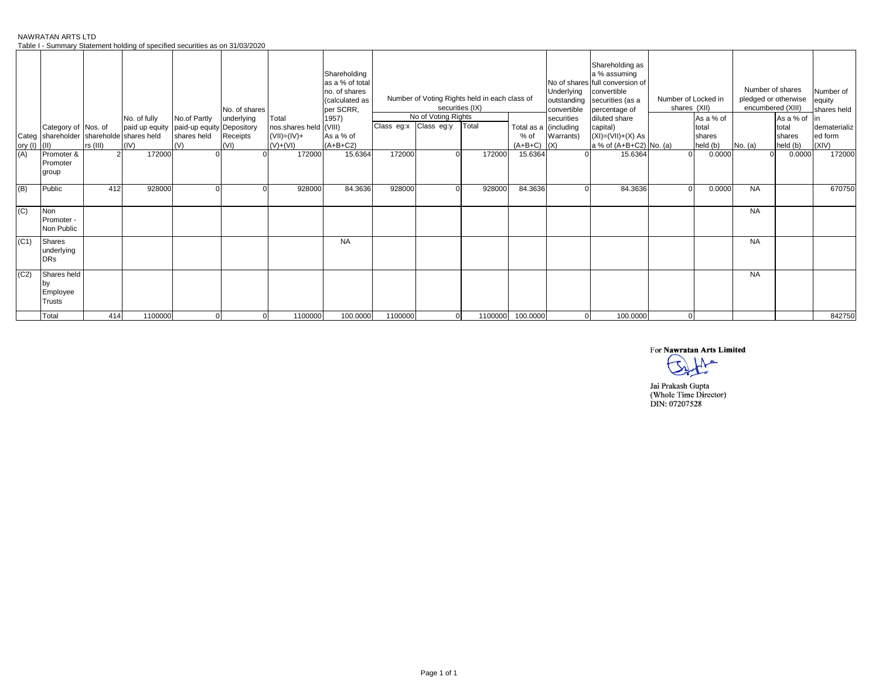NAWRATAN ARTS LTD

Table I - Summary Statement holding of specified securities as on 31/03/2020

| Category (I) | Category of shareholder (II) | Nos. of shareholders (III) | No. of fully paid up equity shares held (IV) | No.of Partly paid-up equity shares held (V) | No. of shares underlying Depository Receipts (VI) | Total nos.shares held (VII)=(IV)+(V)+(VI) | Shareholding as a % of total no. of shares (calculated as per SCRR, 1957) (VIII) As a % of (A+B+C2) | Number of Voting Rights held in each class of securities (IX) | | | | No of shares Underlying outstanding convertible securities (including Warrants) (X) | Shareholding as a % assuming full conversion of convertible securities (as a percentage of diluted share capital) (XI)=(VII)+(X) As a % of (A+B+C2) | Number of Locked in shares (XII) | | Number of shares pledged or otherwise encumbered (XIII) | | Number of equity shares held in dematerialized form (XIV) |
|---|---|---|---|---|---|---|---|---|---|---|---|---|---|---|---|---|---|---|
| | | | | | | | | No of Voting Rights | | | Total as a % of (A+B+C) | | | No. (a) | As a % of total shares held (b) | No. (a) | As a % of total shares held (b) | |
| | | | | | | | | Class eg:x | Class eg:y | Total | | | | | | | | |
| (A) | Promoter & Promoter group | 2 | 172000 | 0 | 0 | 172000 | 15.6364 | 172000 | 0 | 172000 | 15.6364 | 0 | 15.6364 | 0 | 0.0000 | 0 | 0.0000 | 172000 |
| (B) | Public | 412 | 928000 | 0 | 0 | 928000 | 84.3636 | 928000 | 0 | 928000 | 84.3636 | 0 | 84.3636 | 0 | 0.0000 | NA | | 670750 |
| (C) | Non Promoter - Non Public | | | | | | | | | | | | | | | NA | | |
| (C1) | Shares underlying DRs | | | | | | NA | | | | | | | | | NA | | |
| (C2) | Shares held by Employee Trusts | | | | | | | | | | | | | | | NA | | |
| | Total | 414 | 1100000 | 0 | 0 | 1100000 | 100.0000 | 1100000 | 0 | 1100000 | 100.0000 | 0 | 100.0000 | 0 | | | | 842750 |

For **Nawratan Arts Limited**

Jai Prakash Gupta
(Whole Time Director)
DIN: 07207528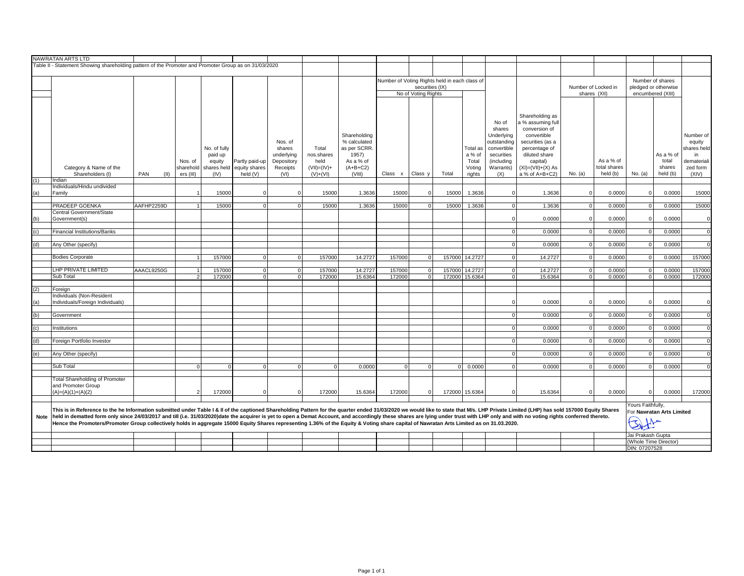NAWRATAN ARTS LTD

Table II - Statement Showing shareholding pattern of the Promoter and Promoter Group as on 31/03/2020

| | Category & Name of the Shareholders (I) | PAN (II) | Nos. of shareholders (III) | No. of fully paid up equity shares held (IV) | Partly paid-up equity shares held (V) | Nos. of shares underlying Depository Receipts (VI) | Total nos.shares held (VII)=(IV)+(V)+(VI) | Shareholding % calculated as per SCRR. 1957) As a % of (A+B+C2) (VIII) | Number of Voting Rights held in each class of securities (IX) - No of Voting Rights - Class x | Class y | Total | Total as a % of Total Voting rights | No of shares Underlying outstanding convertible securities (including Warrants) (X) | Shareholding as a % assuming full conversion of convertible securities (as a percentage of diluted share capital) (XI)=(VII)+(X) As a % of A+B+C2) | Number of Locked in shares (XII) - No. (a) | As a % of total shares held (b) | Number of shares pledged or otherwise encumbered (XIII) - No. (a) | As a % of total shares held (b) | Number of equity shares held in dematerialized form (XIV) |
|---|---|---|---|---|---|---|---|---|---|---|---|---|---|---|---|---|---|---|---|
| (1) | Indian | | | | | | | | | | | | | | | | | | |
| (a) | Individuals/Hindu undivided Family | | 1 | 15000 | 0 | 0 | 15000 | 1.3636 | 15000 | 0 | 15000 | 1.3636 | 0 | 1.3636 | 0 | 0.0000 | 0 | 0.0000 | 15000 |
| | PRADEEP GOENKA | AAFHP2259D | 1 | 15000 | 0 | 0 | 15000 | 1.3636 | 15000 | 0 | 15000 | 1.3636 | 0 | 1.3636 | 0 | 0.0000 | 0 | 0.0000 | 15000 |
| (b) | Central Government/State Government(s) | | | | | | | | | | | | 0 | 0.0000 | 0 | 0.0000 | 0 | 0.0000 | 0 |
| (c) | Financial Institutions/Banks | | | | | | | | | | | | 0 | 0.0000 | 0 | 0.0000 | 0 | 0.0000 | 0 |
| (d) | Any Other (specify) | | | | | | | | | | | | 0 | 0.0000 | 0 | 0.0000 | 0 | 0.0000 | 0 |
| | Bodies Corporate | | 1 | 157000 | 0 | 0 | 157000 | 14.2727 | 157000 | 0 | 157000 | 14.2727 | 0 | 14.2727 | 0 | 0.0000 | 0 | 0.0000 | 157000 |
| | LHP PRIVATE LIMITED | AAACL9250G | 1 | 157000 | 0 | 0 | 157000 | 14.2727 | 157000 | 0 | 157000 | 14.2727 | 0 | 14.2727 | 0 | 0.0000 | 0 | 0.0000 | 157000 |
| | Sub Total | | 2 | 172000 | 0 | 0 | 172000 | 15.6364 | 172000 | 0 | 172000 | 15.6364 | 0 | 15.6364 | 0 | 0.0000 | 0 | 0.0000 | 172000 |
| (2) | Foreign | | | | | | | | | | | | | | | | | | |
| (a) | Individuals (Non-Resident Individuals/Foreign Individuals) | | | | | | | | | | | | 0 | 0.0000 | 0 | 0.0000 | 0 | 0.0000 | 0 |
| (b) | Government | | | | | | | | | | | | 0 | 0.0000 | 0 | 0.0000 | 0 | 0.0000 | 0 |
| (c) | Institutions | | | | | | | | | | | | 0 | 0.0000 | 0 | 0.0000 | 0 | 0.0000 | 0 |
| (d) | Foreign Portfolio Investor | | | | | | | | | | | | 0 | 0.0000 | 0 | 0.0000 | 0 | 0.0000 | 0 |
| (e) | Any Other (specify) | | | | | | | | | | | | 0 | 0.0000 | 0 | 0.0000 | 0 | 0.0000 | 0 |
| | Sub Total | | 0 | 0 | 0 | 0 | 0 | 0.0000 | 0 | 0 | 0 | 0.0000 | 0 | 0.0000 | 0 | 0.0000 | 0 | 0.0000 | 0 |
| | Total Shareholding of Promoter and Promoter Group (A)=(A)(1)+(A)(2) | | 2 | 172000 | 0 | 0 | 172000 | 15.6364 | 172000 | 0 | 172000 | 15.6364 | 0 | 15.6364 | 0 | 0.0000 | 0 | 0.0000 | 172000 |

**Note** **This is in Reference to the he Information submitted under Table I & II of the captioned Shareholding Pattern for the quarter ended 31/03/2020 we would like to state that M/s. LHP Private Limited (LHP) has sold 157000 Equity Shares held in dematted form only since 24/03/2017 and till (i.e. 31/03/2020)date the acquirer is yet to open a Demat Account, and accordingly these shares are lying under trust with LHP only and with no voting rights conferred thereto. Hence the Promoters/Promoter Group collectively holds in aggregate 15000 Equity Shares representing 1.36% of the Equity & Voting share capital of Nawratan Arts Limited as on 31.03.2020.**

Yours Faithfully,
For **Nawratan Arts Limited**

Jai Prakash Gupta
(Whole Time Director)
DIN: 07207528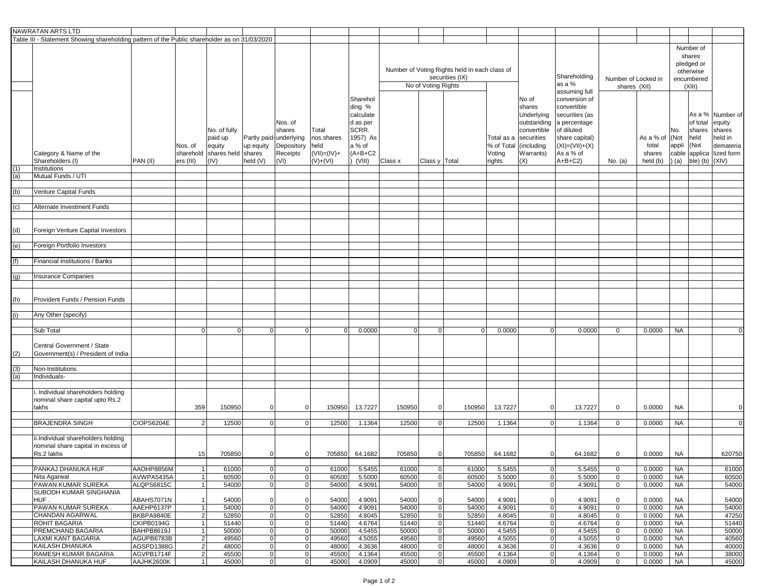NAWRATAN ARTS LTD

Table III - Statement Showing shareholding pattern of the Public shareholder as on 31/03/2020

| | Category & Name of the Shareholders (I) | PAN (II) | Nos. of shareholders (III) | No. of fully paid up equity shares held (IV) | Partly paid-up equity shares held (V) | Nos. of shares underlying Depository Receipts (VI) | Total nos.shares held (VII)=(IV)+(V)+(VI) | Shareholding % calculated as per SCRR. 1957) As a % of (A+B+C2) (VIII) | Number of Voting Rights held in each class of securities (IX) - No of Voting Rights - Class x | Class y | Total | Total as a % of Total Voting rights | No of shares Underlying outstanding convertible securities (including Warrants) (X) | Shareholding as a % assuming full conversion of convertible securities (as a percentage of diluted share capital) (XI)=(VII)+(X) As a % of A+B+C2) | Number of Locked in shares (XII) - No. (a) | As a % of total shares held (b) | Number of shares pledged or otherwise encumbered (XIII) - No. (Not applicable) (a) | As a % of total shares held (Not applicable) (b) | Number of equity shares held in dematerialized form (XIV) |
|---|---|---|---|---|---|---|---|---|---|---|---|---|---|---|---|---|---|---|---|
| (1) | Institutions | | | | | | | | | | | | | | | | | | |
| (a) | Mutual Funds / UTI | | | | | | | | | | | | | | | | | | |
| (b) | Venture Capital Funds | | | | | | | | | | | | | | | | | | |
| (c) | Alternate Investment Funds | | | | | | | | | | | | | | | | | | |
| (d) | Foreign Venture Capital Investors | | | | | | | | | | | | | | | | | | |
| (e) | Foreign Portfolio Investors | | | | | | | | | | | | | | | | | | |
| (f) | Financial Institutions / Banks | | | | | | | | | | | | | | | | | | |
| (g) | Insurance Companies | | | | | | | | | | | | | | | | | | |
| (h) | Provident Funds / Pension Funds | | | | | | | | | | | | | | | | | | |
| (i) | Any Other (specify) | | | | | | | | | | | | | | | | | | |
| | Sub Total | | 0 | 0 | 0 | 0 | 0 | 0.0000 | 0 | 0 | 0 | 0.0000 | 0 | 0.0000 | 0 | 0.0000 | NA | | 0 |
| (2) | Central Government / State Government(s) / President of India | | | | | | | | | | | | | | | | | | |
| (3) | Non-Institutions | | | | | | | | | | | | | | | | | | |
| (a) | Individuals- | | | | | | | | | | | | | | | | | | |
| | i. Individual shareholders holding nominal share capital upto Rs.2 lakhs | | 359 | 150950 | 0 | 0 | 150950 | 13.7227 | 150950 | 0 | 150950 | 13.7227 | 0 | 13.7227 | 0 | 0.0000 | NA | | 0 |
| | BRAJENDRA SINGH | CIOPS6204E | 2 | 12500 | 0 | 0 | 12500 | 1.1364 | 12500 | 0 | 12500 | 1.1364 | 0 | 1.1364 | 0 | 0.0000 | NA | | 0 |
| | ii.Individual shareholders holding nominal share capital in excess of Rs.2 lakhs | | 15 | 705850 | 0 | 0 | 705850 | 64.1682 | 705850 | 0 | 705850 | 64.1682 | 0 | 64.1682 | 0 | 0.0000 | NA | | 620750 |
| | PANKAJ DHANUKA HUF . | AAOHP8856M | 1 | 61000 | 0 | 0 | 61000 | 5.5455 | 61000 | 0 | 61000 | 5.5455 | 0 | 5.5455 | 0 | 0.0000 | NA | | 61000 |
| | Nita Agarwal | AVWPA5435A | 1 | 60500 | 0 | 0 | 60500 | 5.5000 | 60500 | 0 | 60500 | 5.5000 | 0 | 5.5000 | 0 | 0.0000 | NA | | 60500 |
| | PAWAN KUMAR SUREKA | ALQPS6815C | 1 | 54000 | 0 | 0 | 54000 | 4.9091 | 54000 | 0 | 54000 | 4.9091 | 0 | 4.9091 | 0 | 0.0000 | NA | | 54000 |
| | SUBODH KUMAR SINGHANIA HUF . | ABAHS7071N | 1 | 54000 | 0 | 0 | 54000 | 4.9091 | 54000 | 0 | 54000 | 4.9091 | 0 | 4.9091 | 0 | 0.0000 | NA | | 54000 |
| | PAWAN KUMAR SUREKA . | AAEHP6137P | 1 | 54000 | 0 | 0 | 54000 | 4.9091 | 54000 | 0 | 54000 | 4.9091 | 0 | 4.9091 | 0 | 0.0000 | NA | | 54000 |
| | CHANDAN AGARWAL | BKBPA9840E | 2 | 52850 | 0 | 0 | 52850 | 4.8045 | 52850 | 0 | 52850 | 4.8045 | 0 | 4.8045 | 0 | 0.0000 | NA | | 47250 |
| | ROHIT BAGARIA | CKIPB0194G | 1 | 51440 | 0 | 0 | 51440 | 4.6764 | 51440 | 0 | 51440 | 4.6764 | 0 | 4.6764 | 0 | 0.0000 | NA | | 51440 |
| | PREMCHAND BAGARIA | BAHPB8619J | 1 | 50000 | 0 | 0 | 50000 | 4.5455 | 50000 | 0 | 50000 | 4.5455 | 0 | 4.5455 | 0 | 0.0000 | NA | | 50000 |
| | LAXMI KANT BAGARIA | AGUPB6783B | 2 | 49560 | 0 | 0 | 49560 | 4.5055 | 49560 | 0 | 49560 | 4.5055 | 0 | 4.5055 | 0 | 0.0000 | NA | | 40560 |
| | KAILASH DHANUKA | AGSPD1388G | 2 | 48000 | 0 | 0 | 48000 | 4.3636 | 48000 | 0 | 48000 | 4.3636 | 0 | 4.3636 | 0 | 0.0000 | NA | | 40000 |
| | RAMESH KUMAR BAGARIA | AGVPB1714F | 2 | 45500 | 0 | 0 | 45500 | 4.1364 | 45500 | 0 | 45500 | 4.1364 | 0 | 4.1364 | 0 | 0.0000 | NA | | 38000 |
| | KAILASH DHANUKA HUF . | AAJHK2600K | 1 | 45000 | 0 | 0 | 45000 | 4.0909 | 45000 | 0 | 45000 | 4.0909 | 0 | 4.0909 | 0 | 0.0000 | NA | | 45000 |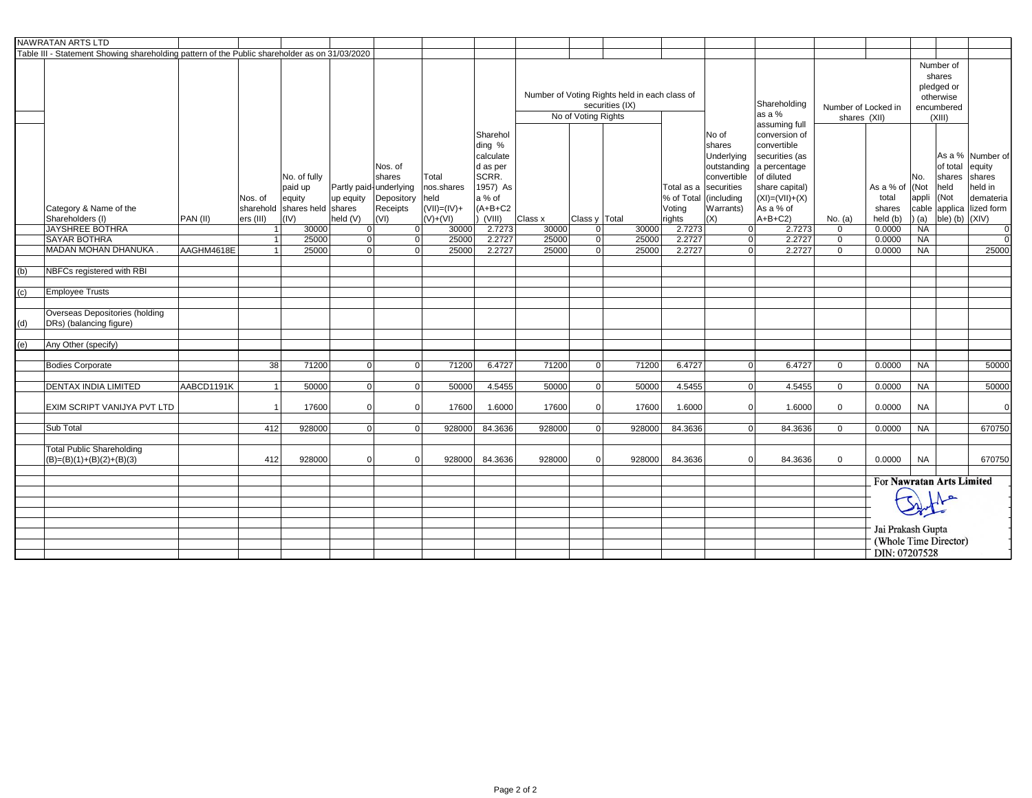NAWRATAN ARTS LTD

Table III - Statement Showing shareholding pattern of the Public shareholder as on 31/03/2020

| | Category & Name of the Shareholders (I) | PAN (II) | Nos. of shareholders (III) | No. of fully paid up equity shares held (IV) | Partly paid-up equity shares held (V) | Nos. of shares underlying Depository Receipts (VI) | Total nos.shares held (VII)=(IV)+(V)+(VI) | Shareholding % calculated as per SCRR. 1957) As a % of (A+B+C2) (VIII) | Number of Voting Rights held in each class of securities (IX) - No of Voting Rights - Class x | Class y | Total | Total as a % of Total Voting rights | No of shares Underlying outstanding convertible securities (including Warrants) (X) | Shareholding as a % assuming full conversion of convertible securities (as a percentage of diluted share capital) (XI)=(VII)+(X) As a % of A+B+C2) | Number of Locked in shares (XII) - No. (a) | As a % of total shares held (b) | Number of shares pledged or otherwise encumbered (XIII) - No. (Not applicable) (a) | As a % of total shares held (Not applicable) (b) | Number of equity shares held in dematerialized form (XIV) |
|---|---|---|---|---|---|---|---|---|---|---|---|---|---|---|---|---|---|---|---|
| | JAYSHREE BOTHRA | | 1 | 30000 | 0 | 0 | 30000 | 2.7273 | 30000 | 0 | 30000 | 2.7273 | 0 | 2.7273 | 0 | 0.0000 | NA | | 0 |
| | SAYAR BOTHRA | | 1 | 25000 | 0 | 0 | 25000 | 2.2727 | 25000 | 0 | 25000 | 2.2727 | 0 | 2.2727 | 0 | 0.0000 | NA | | 0 |
| | MADAN MOHAN DHANUKA . | AAGHM4618E | 1 | 25000 | 0 | 0 | 25000 | 2.2727 | 25000 | 0 | 25000 | 2.2727 | 0 | 2.2727 | 0 | 0.0000 | NA | | 25000 |
| (b) | NBFCs registered with RBI | | | | | | | | | | | | | | | | | | |
| (c) | Employee Trusts | | | | | | | | | | | | | | | | | | |
| (d) | Overseas Depositories (holding DRs) (balancing figure) | | | | | | | | | | | | | | | | | | |
| (e) | Any Other (specify) | | | | | | | | | | | | | | | | | | |
| | Bodies Corporate | | 38 | 71200 | 0 | 0 | 71200 | 6.4727 | 71200 | 0 | 71200 | 6.4727 | 0 | 6.4727 | 0 | 0.0000 | NA | | 50000 |
| | DENTAX INDIA LIMITED | AABCD1191K | 1 | 50000 | 0 | 0 | 50000 | 4.5455 | 50000 | 0 | 50000 | 4.5455 | 0 | 4.5455 | 0 | 0.0000 | NA | | 50000 |
| | EXIM SCRIPT VANIJYA PVT LTD | | 1 | 17600 | 0 | 0 | 17600 | 1.6000 | 17600 | 0 | 17600 | 1.6000 | 0 | 1.6000 | 0 | 0.0000 | NA | | 0 |
| | Sub Total | | 412 | 928000 | 0 | 0 | 928000 | 84.3636 | 928000 | 0 | 928000 | 84.3636 | 0 | 84.3636 | 0 | 0.0000 | NA | | 670750 |
| | Total Public Shareholding (B)=(B)(1)+(B)(2)+(B)(3) | | 412 | 928000 | 0 | 0 | 928000 | 84.3636 | 928000 | 0 | 928000 | 84.3636 | 0 | 84.3636 | 0 | 0.0000 | NA | | 670750 |

For Nawratan Arts Limited

Jai Prakash Gupta
(Whole Time Director)
DIN: 07207528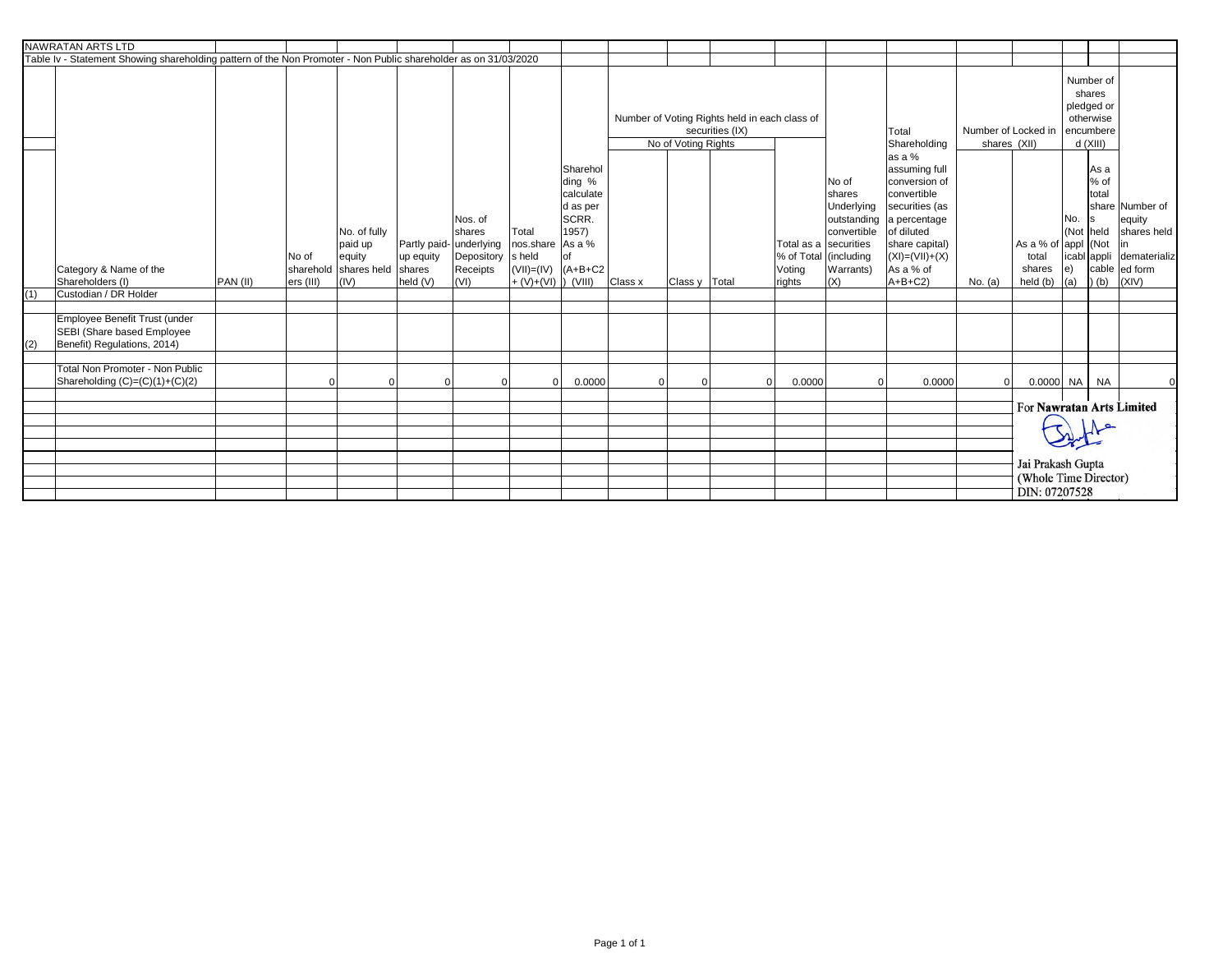NAWRATAN ARTS LTD

Table Iv - Statement Showing shareholding pattern of the Non Promoter - Non Public shareholder as on 31/03/2020

| | Category & Name of the Shareholders (I) | PAN (II) | No of shareholders (III) | No. of fully paid up equity shares held (IV) | Partly paid-up equity shares held (V) | Nos. of shares underlying Depository Receipts (VI) | Total nos.shares held (VII)=(IV)+(V)+(VI) | Shareholding % calculated as per SCRR. 1957) As a % of (A+B+C2) (VIII) | Number of Voting Rights held in each class of securities (IX) | | | | No of shares Underlying outstanding convertible securities (including Warrants) (X) | Total Shareholding as a % assuming full conversion of convertible securities (as a percentage of diluted share capital) (XI)=(VII)+(X) As a % of A+B+C2) | Number of Locked in shares (XII) | | Number of shares pledged or otherwise encumbered (XIII) | | Number of equity shares held in dematerialized form (XIV) |
|---|---|---|---|---|---|---|---|---|---|---|---|---|---|---|---|---|---|---|---|
| | | | | | | | | | No of Voting Rights | | | Total as a % of Total Voting rights | | | No. (a) | As a % of total shares held (b) | No. (Not applicable) (a) | As a % of total shares held (Not applicable) (b) | |
| | | | | | | | | | Class x | Class y | Total | | | | | | | | |
| (1) | Custodian / DR Holder | | | | | | | | | | | | | | | | | | |
| (2) | Employee Benefit Trust (under SEBI (Share based Employee Benefit) Regulations, 2014) | | | | | | | | | | | | | | | | | | |
| | Total Non Promoter - Non Public Shareholding (C)=(C)(1)+(C)(2) | | 0 | 0 | 0 | 0 | 0 | 0.0000 | 0 | 0 | 0 | 0.0000 | 0 | 0.0000 | 0 | 0.0000 | NA | NA | 0 |

For **Nawratan Arts Limited**

Jai Prakash Gupta
(Whole Time Director)
DIN: 07207528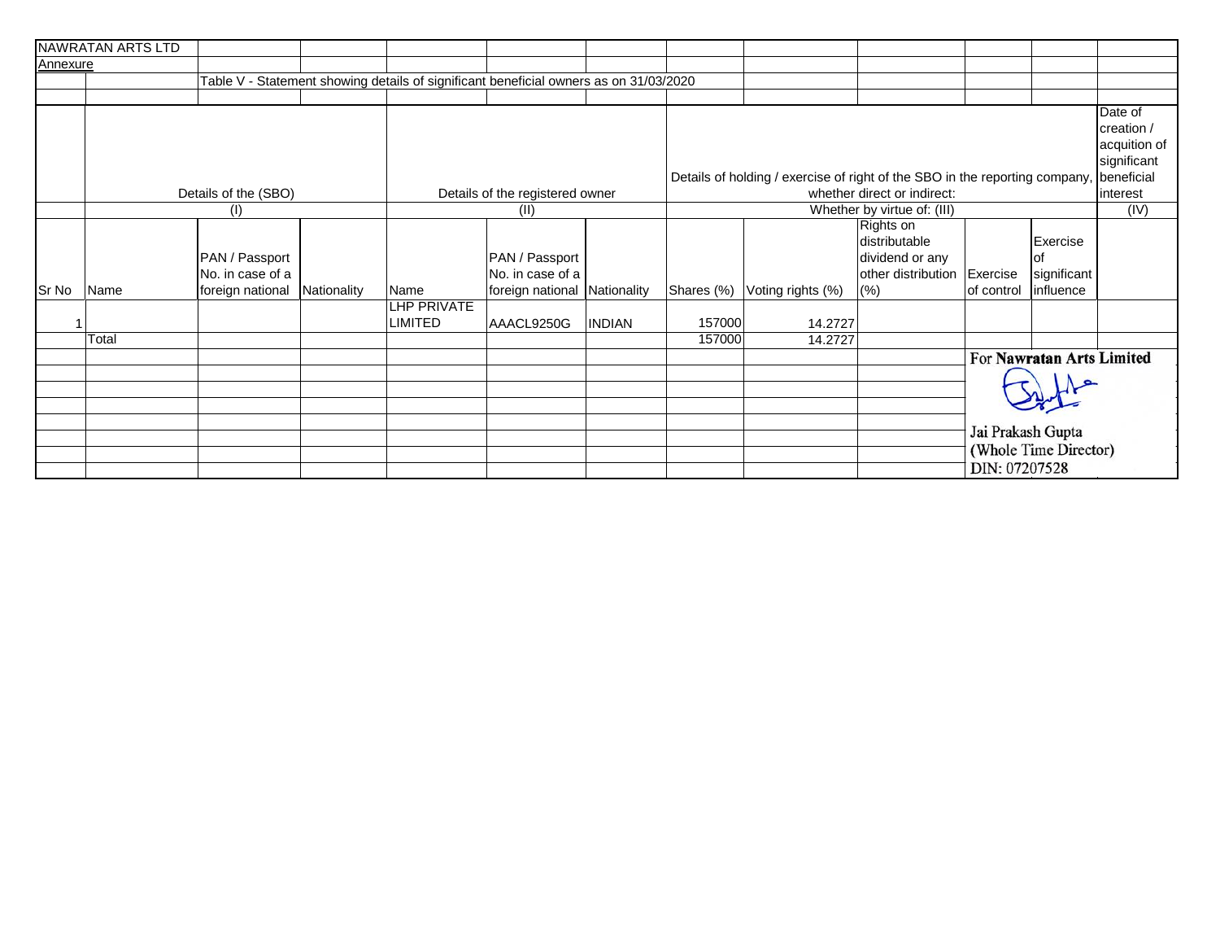NAWRATAN ARTS LTD

Annexure

Table V - Statement showing details of significant beneficial owners as on 31/03/2020

| | Details of the (SBO) | | | Details of the registered owner | | | Details of holding / exercise of right of the SBO in the reporting company, whether direct or indirect: | | | | | Date of creation / acquition of significant beneficial interest |
|---|---|---|---|---|---|---|---|---|---|---|---|---|
| | (I) | | | (II) | | | Whether by virtue of: (III) | | | | | (IV) |
| Sr No | Name | PAN / Passport No. in case of a foreign national | Nationality | Name | PAN / Passport No. in case of a foreign national | Nationality | Shares (%) | Voting rights (%) | Rights on distributable dividend or any other distribution (%) | Exercise of control | Exercise of significant influence | |
| 1 | | | | LHP PRIVATE LIMITED | AAACL9250G | INDIAN | 157000 | 14.2727 | | | | |
| | Total | | | | | | 157000 | 14.2727 | | | | |

For **Nawratan Arts Limited**

Jai Prakash Gupta
(Whole Time Director)
DIN: 07207528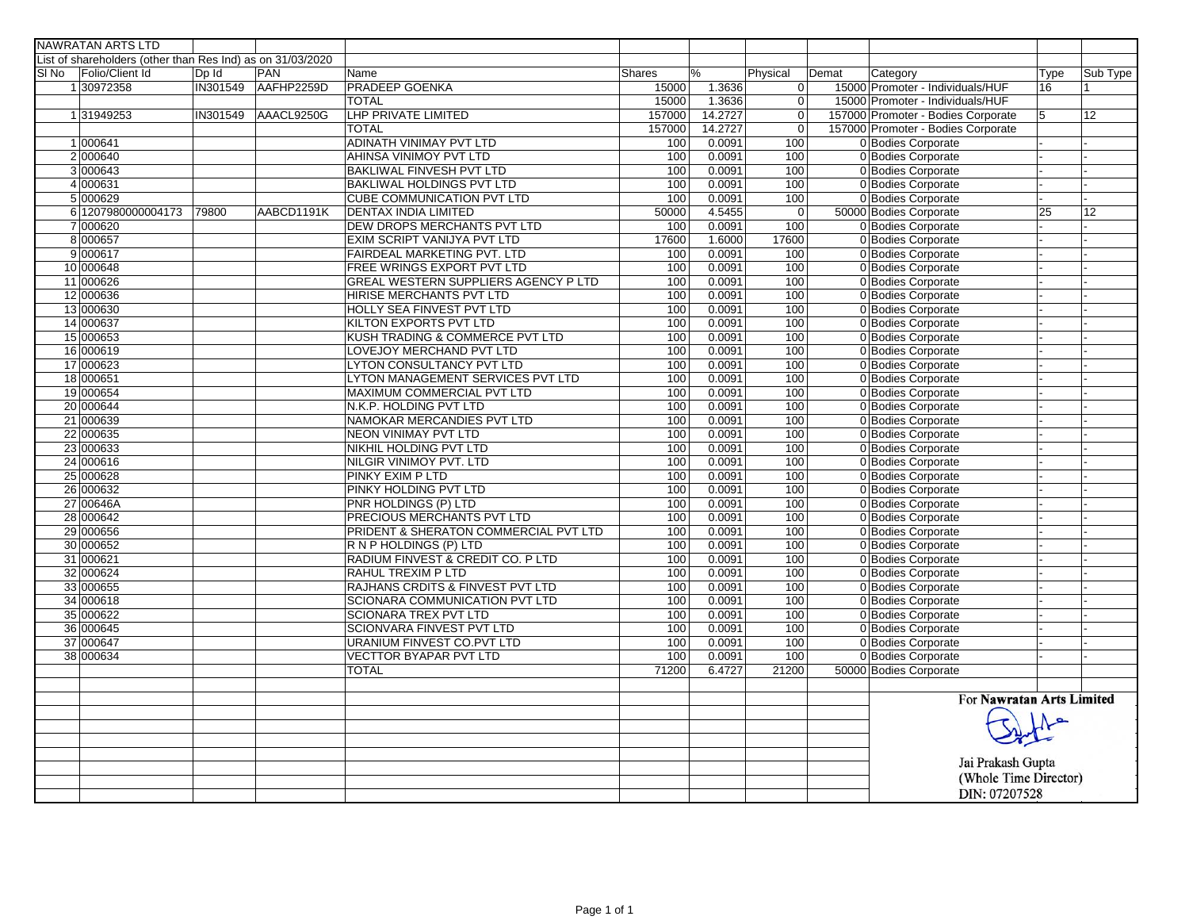NAWRATAN ARTS LTD

List of shareholders (other than Res Ind) as on 31/03/2020

| Sl No | Folio/Client Id | Dp Id | PAN | Name | Shares | % | Physical | Demat | Category | Type | Sub Type |
|---|---|---|---|---|---|---|---|---|---|---|---|
| 1 | 30972358 | IN301549 | AAFHP2259D | PRADEEP GOENKA | 15000 | 1.3636 | 0 | 15000 | Promoter - Individuals/HUF | 16 | 1 |
| | | | | TOTAL | 15000 | 1.3636 | 0 | 15000 | Promoter - Individuals/HUF | | |
| 1 | 31949253 | IN301549 | AAACL9250G | LHP PRIVATE LIMITED | 157000 | 14.2727 | 0 | 157000 | Promoter - Bodies Corporate | 5 | 12 |
| | | | | TOTAL | 157000 | 14.2727 | 0 | 157000 | Promoter - Bodies Corporate | | |
| 1 | 000641 | | | ADINATH VINIMAY PVT LTD | 100 | 0.0091 | 100 | 0 | Bodies Corporate | - | - |
| 2 | 000640 | | | AHINSA VINIMOY PVT LTD | 100 | 0.0091 | 100 | 0 | Bodies Corporate | - | - |
| 3 | 000643 | | | BAKLIWAL FINVESH PVT LTD | 100 | 0.0091 | 100 | 0 | Bodies Corporate | - | - |
| 4 | 000631 | | | BAKLIWAL HOLDINGS PVT LTD | 100 | 0.0091 | 100 | 0 | Bodies Corporate | - | - |
| 5 | 000629 | | | CUBE COMMUNICATION PVT LTD | 100 | 0.0091 | 100 | 0 | Bodies Corporate | - | - |
| 6 | 1207980000004173 | 79800 | AABCD1191K | DENTAX INDIA LIMITED | 50000 | 4.5455 | 0 | 50000 | Bodies Corporate | 25 | 12 |
| 7 | 000620 | | | DEW DROPS MERCHANTS PVT LTD | 100 | 0.0091 | 100 | 0 | Bodies Corporate | - | - |
| 8 | 000657 | | | EXIM SCRIPT VANIJYA PVT LTD | 17600 | 1.6000 | 17600 | 0 | Bodies Corporate | - | - |
| 9 | 000617 | | | FAIRDEAL MARKETING PVT. LTD | 100 | 0.0091 | 100 | 0 | Bodies Corporate | - | - |
| 10 | 000648 | | | FREE WRINGS EXPORT PVT LTD | 100 | 0.0091 | 100 | 0 | Bodies Corporate | - | - |
| 11 | 000626 | | | GREAL WESTERN SUPPLIERS AGENCY P LTD | 100 | 0.0091 | 100 | 0 | Bodies Corporate | - | - |
| 12 | 000636 | | | HIRISE MERCHANTS PVT LTD | 100 | 0.0091 | 100 | 0 | Bodies Corporate | - | - |
| 13 | 000630 | | | HOLLY SEA FINVEST PVT LTD | 100 | 0.0091 | 100 | 0 | Bodies Corporate | - | - |
| 14 | 000637 | | | KILTON EXPORTS PVT LTD | 100 | 0.0091 | 100 | 0 | Bodies Corporate | - | - |
| 15 | 000653 | | | KUSH TRADING & COMMERCE PVT LTD | 100 | 0.0091 | 100 | 0 | Bodies Corporate | - | - |
| 16 | 000619 | | | LOVEJOY MERCHAND PVT LTD | 100 | 0.0091 | 100 | 0 | Bodies Corporate | - | - |
| 17 | 000623 | | | LYTON CONSULTANCY PVT LTD | 100 | 0.0091 | 100 | 0 | Bodies Corporate | - | - |
| 18 | 000651 | | | LYTON MANAGEMENT SERVICES PVT LTD | 100 | 0.0091 | 100 | 0 | Bodies Corporate | - | - |
| 19 | 000654 | | | MAXIMUM COMMERCIAL PVT LTD | 100 | 0.0091 | 100 | 0 | Bodies Corporate | - | - |
| 20 | 000644 | | | N.K.P. HOLDING PVT LTD | 100 | 0.0091 | 100 | 0 | Bodies Corporate | - | - |
| 21 | 000639 | | | NAMOKAR MERCANDIES PVT LTD | 100 | 0.0091 | 100 | 0 | Bodies Corporate | - | - |
| 22 | 000635 | | | NEON VINIMAY PVT LTD | 100 | 0.0091 | 100 | 0 | Bodies Corporate | - | - |
| 23 | 000633 | | | NIKHIL HOLDING PVT LTD | 100 | 0.0091 | 100 | 0 | Bodies Corporate | - | - |
| 24 | 000616 | | | NILGIR VINIMOY PVT. LTD | 100 | 0.0091 | 100 | 0 | Bodies Corporate | - | - |
| 25 | 000628 | | | PINKY EXIM P LTD | 100 | 0.0091 | 100 | 0 | Bodies Corporate | - | - |
| 26 | 000632 | | | PINKY HOLDING PVT LTD | 100 | 0.0091 | 100 | 0 | Bodies Corporate | - | - |
| 27 | 00646A | | | PNR HOLDINGS (P) LTD | 100 | 0.0091 | 100 | 0 | Bodies Corporate | - | - |
| 28 | 000642 | | | PRECIOUS MERCHANTS PVT LTD | 100 | 0.0091 | 100 | 0 | Bodies Corporate | - | - |
| 29 | 000656 | | | PRIDENT & SHERATON COMMERCIAL PVT LTD | 100 | 0.0091 | 100 | 0 | Bodies Corporate | - | - |
| 30 | 000652 | | | R N P HOLDINGS (P) LTD | 100 | 0.0091 | 100 | 0 | Bodies Corporate | - | - |
| 31 | 000621 | | | RADIUM FINVEST & CREDIT CO. P LTD | 100 | 0.0091 | 100 | 0 | Bodies Corporate | - | - |
| 32 | 000624 | | | RAHUL TREXIM P LTD | 100 | 0.0091 | 100 | 0 | Bodies Corporate | - | - |
| 33 | 000655 | | | RAJHANS CRDITS & FINVEST PVT LTD | 100 | 0.0091 | 100 | 0 | Bodies Corporate | - | - |
| 34 | 000618 | | | SCIONARA COMMUNICATION PVT LTD | 100 | 0.0091 | 100 | 0 | Bodies Corporate | - | - |
| 35 | 000622 | | | SCIONARA TREX PVT LTD | 100 | 0.0091 | 100 | 0 | Bodies Corporate | - | - |
| 36 | 000645 | | | SCIONVARA FINVEST PVT LTD | 100 | 0.0091 | 100 | 0 | Bodies Corporate | - | - |
| 37 | 000647 | | | URANIUM FINVEST CO.PVT LTD | 100 | 0.0091 | 100 | 0 | Bodies Corporate | - | - |
| 38 | 000634 | | | VECTTOR BYAPAR PVT LTD | 100 | 0.0091 | 100 | 0 | Bodies Corporate | - | - |
| | | | | TOTAL | 71200 | 6.4727 | 21200 | 50000 | Bodies Corporate | | |

For **Nawratan Arts Limited**

Jai Prakash Gupta
(Whole Time Director)
DIN: 07207528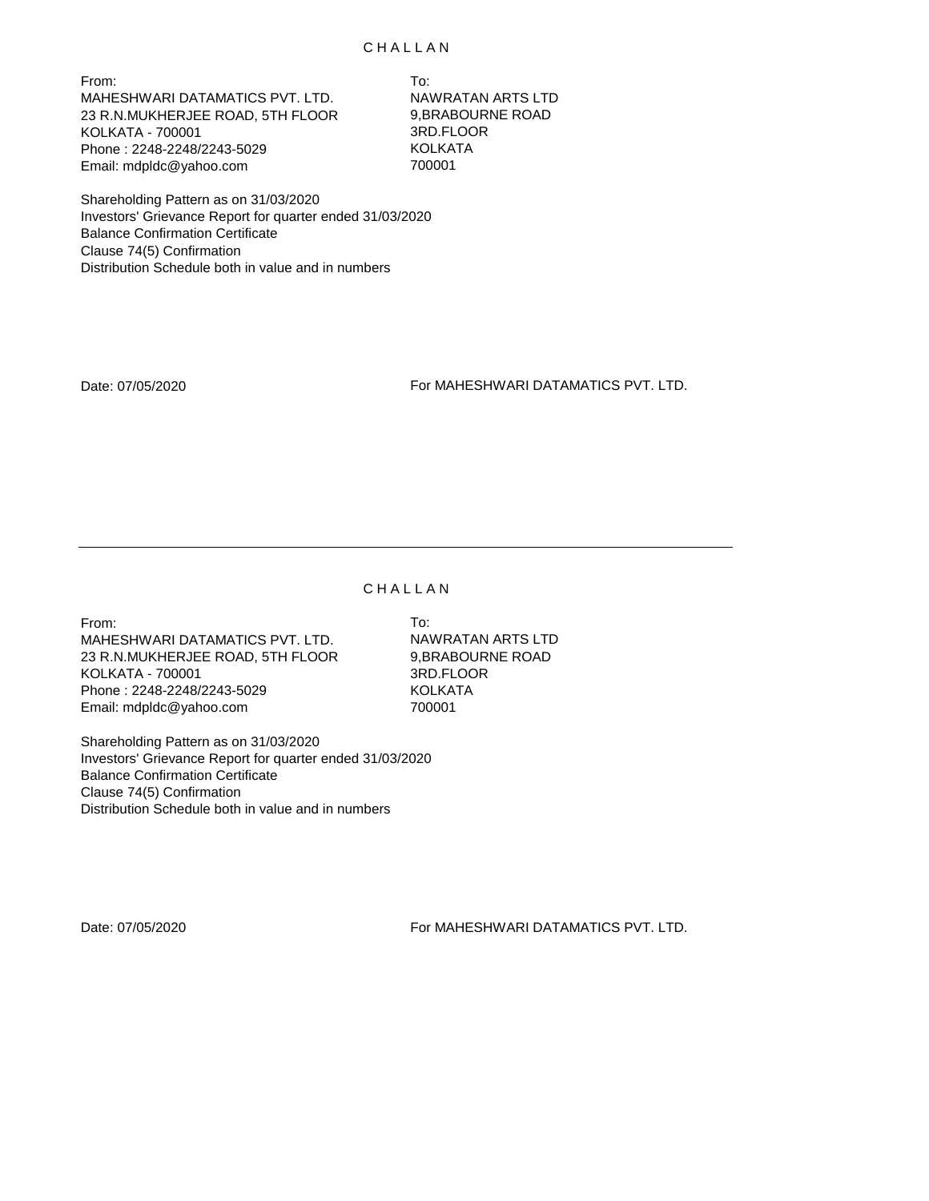# C H A L L A N

From:
MAHESHWARI DATAMATICS PVT. LTD.
23 R.N.MUKHERJEE ROAD, 5TH FLOOR
KOLKATA - 700001
Phone : 2248-2248/2243-5029
Email: mdpldc@yahoo.com

To:
NAWRATAN ARTS LTD
9,BRABOURNE ROAD
3RD.FLOOR
KOLKATA
700001

Shareholding Pattern as on 31/03/2020
Investors' Grievance Report for quarter ended 31/03/2020
Balance Confirmation Certificate
Clause 74(5) Confirmation
Distribution Schedule both in value and in numbers

Date: 07/05/2020

For MAHESHWARI DATAMATICS PVT. LTD.

---

# C H A L L A N

From:
MAHESHWARI DATAMATICS PVT. LTD.
23 R.N.MUKHERJEE ROAD, 5TH FLOOR
KOLKATA - 700001
Phone : 2248-2248/2243-5029
Email: mdpldc@yahoo.com

To:
NAWRATAN ARTS LTD
9,BRABOURNE ROAD
3RD.FLOOR
KOLKATA
700001

Shareholding Pattern as on 31/03/2020
Investors' Grievance Report for quarter ended 31/03/2020
Balance Confirmation Certificate
Clause 74(5) Confirmation
Distribution Schedule both in value and in numbers

Date: 07/05/2020

For MAHESHWARI DATAMATICS PVT. LTD.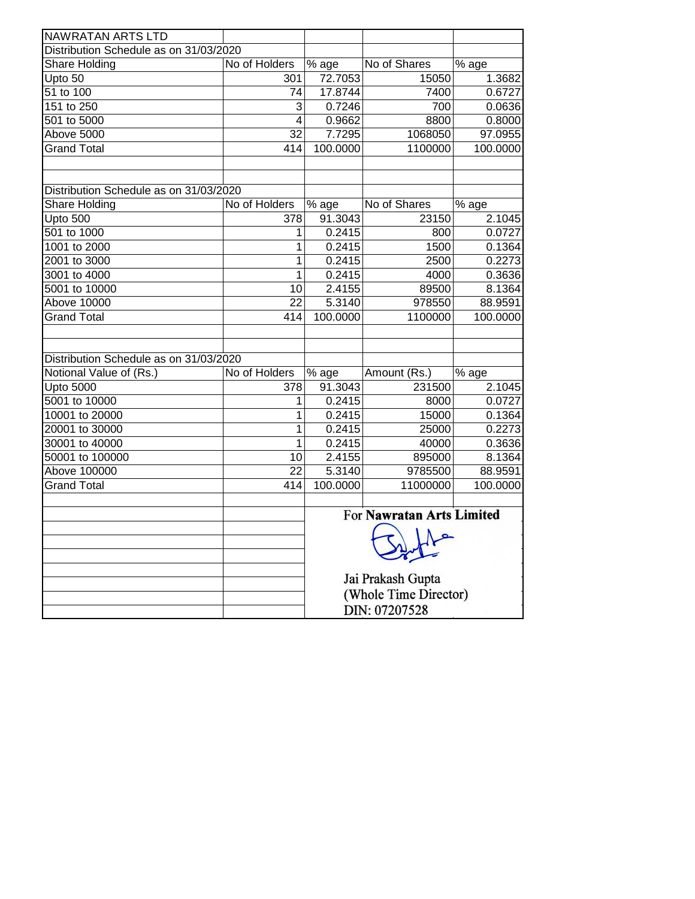NAWRATAN ARTS LTD

Distribution Schedule as on 31/03/2020

| Share Holding | No of Holders | % age | No of Shares | % age |
|---|---|---|---|---|
| Upto 50 | 301 | 72.7053 | 15050 | 1.3682 |
| 51 to 100 | 74 | 17.8744 | 7400 | 0.6727 |
| 151 to 250 | 3 | 0.7246 | 700 | 0.0636 |
| 501 to 5000 | 4 | 0.9662 | 8800 | 0.8000 |
| Above 5000 | 32 | 7.7295 | 1068050 | 97.0955 |
| Grand Total | 414 | 100.0000 | 1100000 | 100.0000 |

Distribution Schedule as on 31/03/2020

| Share Holding | No of Holders | % age | No of Shares | % age |
|---|---|---|---|---|
| Upto 500 | 378 | 91.3043 | 23150 | 2.1045 |
| 501 to 1000 | 1 | 0.2415 | 800 | 0.0727 |
| 1001 to 2000 | 1 | 0.2415 | 1500 | 0.1364 |
| 2001 to 3000 | 1 | 0.2415 | 2500 | 0.2273 |
| 3001 to 4000 | 1 | 0.2415 | 4000 | 0.3636 |
| 5001 to 10000 | 10 | 2.4155 | 89500 | 8.1364 |
| Above 10000 | 22 | 5.3140 | 978550 | 88.9591 |
| Grand Total | 414 | 100.0000 | 1100000 | 100.0000 |

Distribution Schedule as on 31/03/2020

| Notional Value of (Rs.) | No of Holders | % age | Amount (Rs.) | % age |
|---|---|---|---|---|
| Upto 5000 | 378 | 91.3043 | 231500 | 2.1045 |
| 5001 to 10000 | 1 | 0.2415 | 8000 | 0.0727 |
| 10001 to 20000 | 1 | 0.2415 | 15000 | 0.1364 |
| 20001 to 30000 | 1 | 0.2415 | 25000 | 0.2273 |
| 30001 to 40000 | 1 | 0.2415 | 40000 | 0.3636 |
| 50001 to 100000 | 10 | 2.4155 | 895000 | 8.1364 |
| Above 100000 | 22 | 5.3140 | 9785500 | 88.9591 |
| Grand Total | 414 | 100.0000 | 11000000 | 100.0000 |

For **Nawratan Arts Limited**

Jai Prakash Gupta
(Whole Time Director)
DIN: 07207528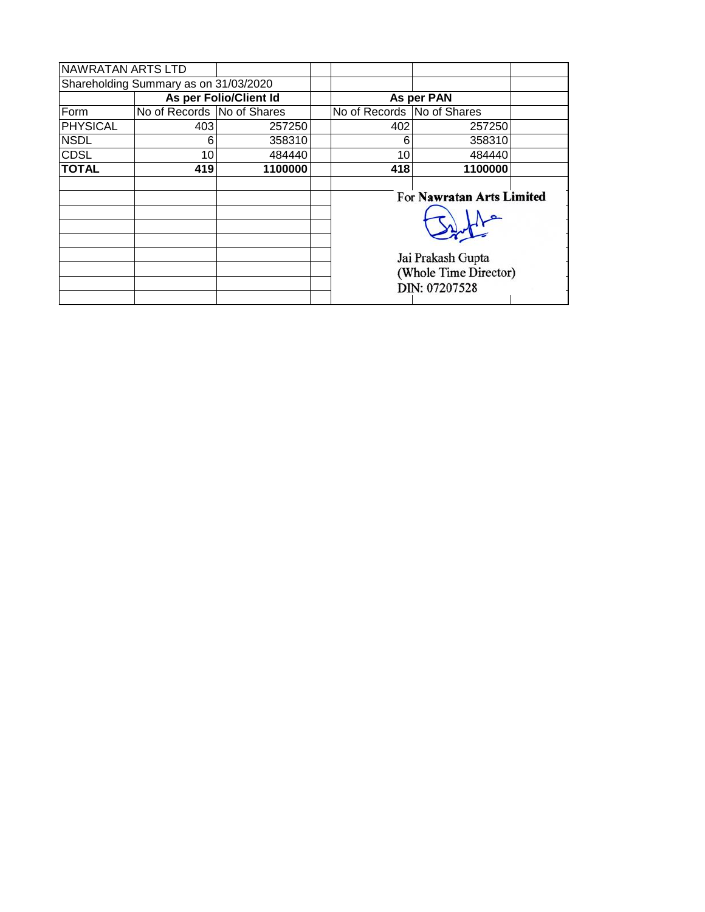NAWRATAN ARTS LTD

Shareholding Summary as on 31/03/2020

| | As per Folio/Client Id | | | As per PAN | |
|---|---|---|---|---|---|
| Form | No of Records | No of Shares | | No of Records | No of Shares |
| PHYSICAL | 403 | 257250 | | 402 | 257250 |
| NSDL | 6 | 358310 | | 6 | 358310 |
| CDSL | 10 | 484440 | | 10 | 484440 |
| **TOTAL** | **419** | **1100000** | | **418** | **1100000** |

For **Nawratan Arts Limited**

Jai Prakash Gupta
(Whole Time Director)
DIN: 07207528